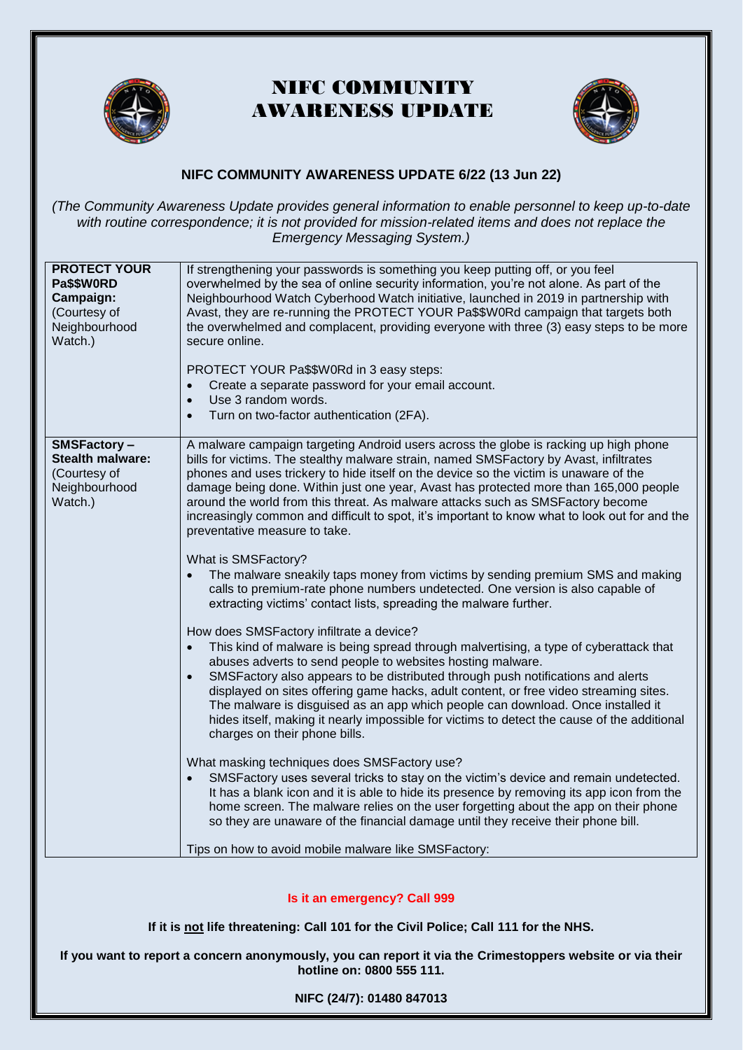# NIFC COMMUNITY AWARENESS UPDATE

**NIFC COMMUNITY AWARENESS UPDATE 6/22 (13 Jun 22)**

*(The Community Awareness Update provides general information to enable personnel to keep up-to-date with routine correspondence; it is not provided for mission-related items and does not replace the Emergency Messaging System.)*

| **PROTECT YOUR Pa$$W0RD Campaign:** (Courtesy of Neighbourhood Watch.) | If strengthening your passwords is something you keep putting off, or you feel overwhelmed by the sea of online security information, you're not alone. As part of the Neighbourhood Watch Cyberhood Watch initiative, launched in 2019 in partnership with Avast, they are re-running the PROTECT YOUR Pa$$W0Rd campaign that targets both the overwhelmed and complacent, providing everyone with three (3) easy steps to be more secure online.<br><br>PROTECT YOUR Pa$$W0Rd in 3 easy steps:<br>• Create a separate password for your email account.<br>• Use 3 random words.<br>• Turn on two-factor authentication (2FA). |
|---|---|
| **SMSFactory – Stealth malware:** (Courtesy of Neighbourhood Watch.) | A malware campaign targeting Android users across the globe is racking up high phone bills for victims. The stealthy malware strain, named SMSFactory by Avast, infiltrates phones and uses trickery to hide itself on the device so the victim is unaware of the damage being done. Within just one year, Avast has protected more than 165,000 people around the world from this threat. As malware attacks such as SMSFactory become increasingly common and difficult to spot, it's important to know what to look out for and the preventative measure to take.<br><br>What is SMSFactory?<br>• The malware sneakily taps money from victims by sending premium SMS and making calls to premium-rate phone numbers undetected. One version is also capable of extracting victims' contact lists, spreading the malware further.<br><br>How does SMSFactory infiltrate a device?<br>• This kind of malware is being spread through malvertising, a type of cyberattack that abuses adverts to send people to websites hosting malware.<br>• SMSFactory also appears to be distributed through push notifications and alerts displayed on sites offering game hacks, adult content, or free video streaming sites. The malware is disguised as an app which people can download. Once installed it hides itself, making it nearly impossible for victims to detect the cause of the additional charges on their phone bills.<br><br>What masking techniques does SMSFactory use?<br>• SMSFactory uses several tricks to stay on the victim's device and remain undetected. It has a blank icon and it is able to hide its presence by removing its app icon from the home screen. The malware relies on the user forgetting about the app on their phone so they are unaware of the financial damage until they receive their phone bill.<br><br>Tips on how to avoid mobile malware like SMSFactory: |

**Is it an emergency? Call 999**

**If it is <u>not</u> life threatening: Call 101 for the Civil Police; Call 111 for the NHS.**

**If you want to report a concern anonymously, you can report it via the Crimestoppers website or via their hotline on: 0800 555 111.**

**NIFC (24/7): 01480 847013**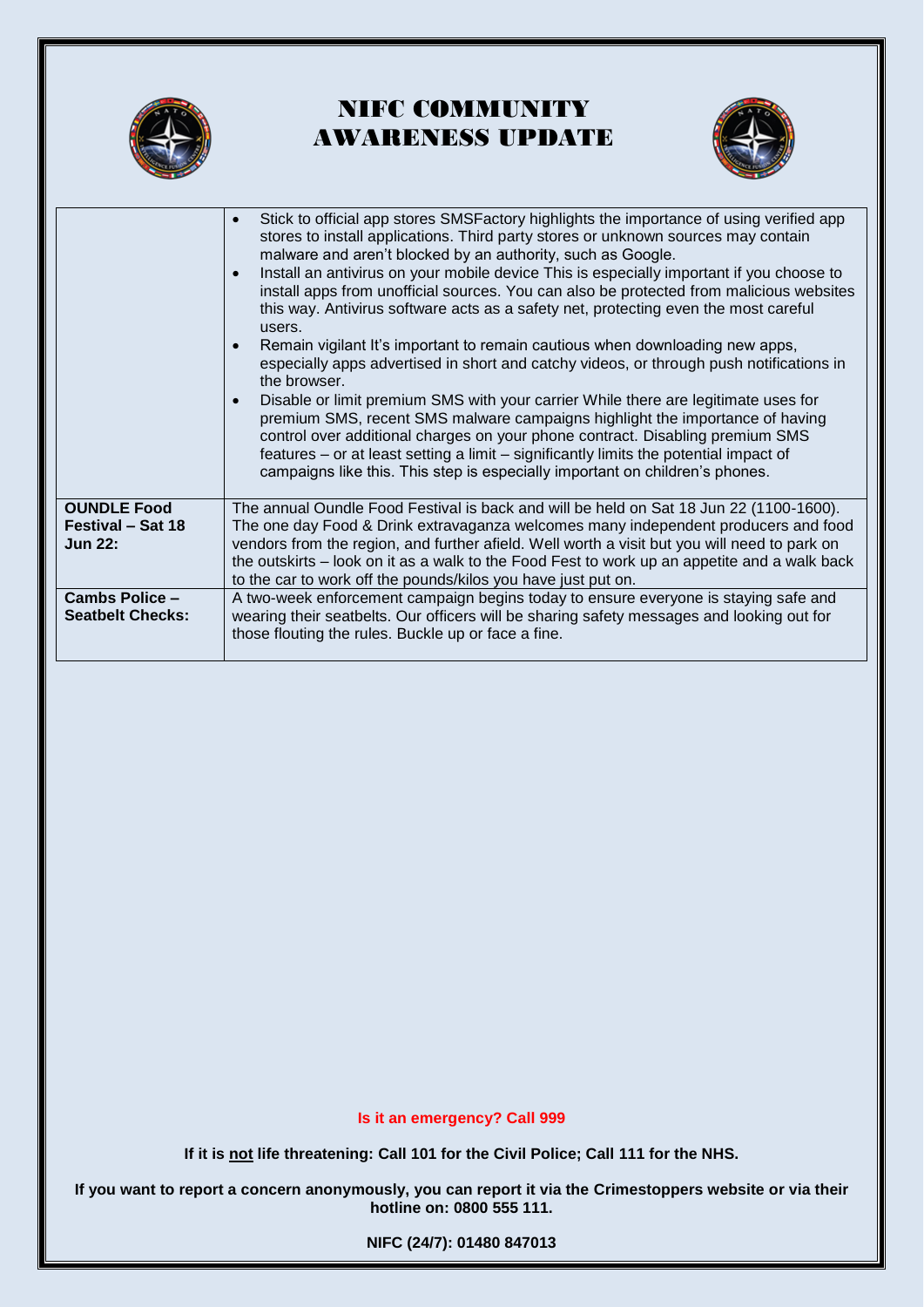# NIFC COMMUNITY AWARENESS UPDATE

| | |
|---|---|
| | • Stick to official app stores SMSFactory highlights the importance of using verified app stores to install applications. Third party stores or unknown sources may contain malware and aren't blocked by an authority, such as Google. • Install an antivirus on your mobile device This is especially important if you choose to install apps from unofficial sources. You can also be protected from malicious websites this way. Antivirus software acts as a safety net, protecting even the most careful users. • Remain vigilant It's important to remain cautious when downloading new apps, especially apps advertised in short and catchy videos, or through push notifications in the browser. • Disable or limit premium SMS with your carrier While there are legitimate uses for premium SMS, recent SMS malware campaigns highlight the importance of having control over additional charges on your phone contract. Disabling premium SMS features – or at least setting a limit – significantly limits the potential impact of campaigns like this. This step is especially important on children's phones. |
| **OUNDLE Food Festival – Sat 18 Jun 22:** | The annual Oundle Food Festival is back and will be held on Sat 18 Jun 22 (1100-1600). The one day Food & Drink extravaganza welcomes many independent producers and food vendors from the region, and further afield. Well worth a visit but you will need to park on the outskirts – look on it as a walk to the Food Fest to work up an appetite and a walk back to the car to work off the pounds/kilos you have just put on. |
| **Cambs Police – Seatbelt Checks:** | A two-week enforcement campaign begins today to ensure everyone is staying safe and wearing their seatbelts. Our officers will be sharing safety messages and looking out for those flouting the rules. Buckle up or face a fine. |

**Is it an emergency? Call 999**

**If it is not life threatening: Call 101 for the Civil Police; Call 111 for the NHS.**

**If you want to report a concern anonymously, you can report it via the Crimestoppers website or via their hotline on: 0800 555 111.**

**NIFC (24/7): 01480 847013**